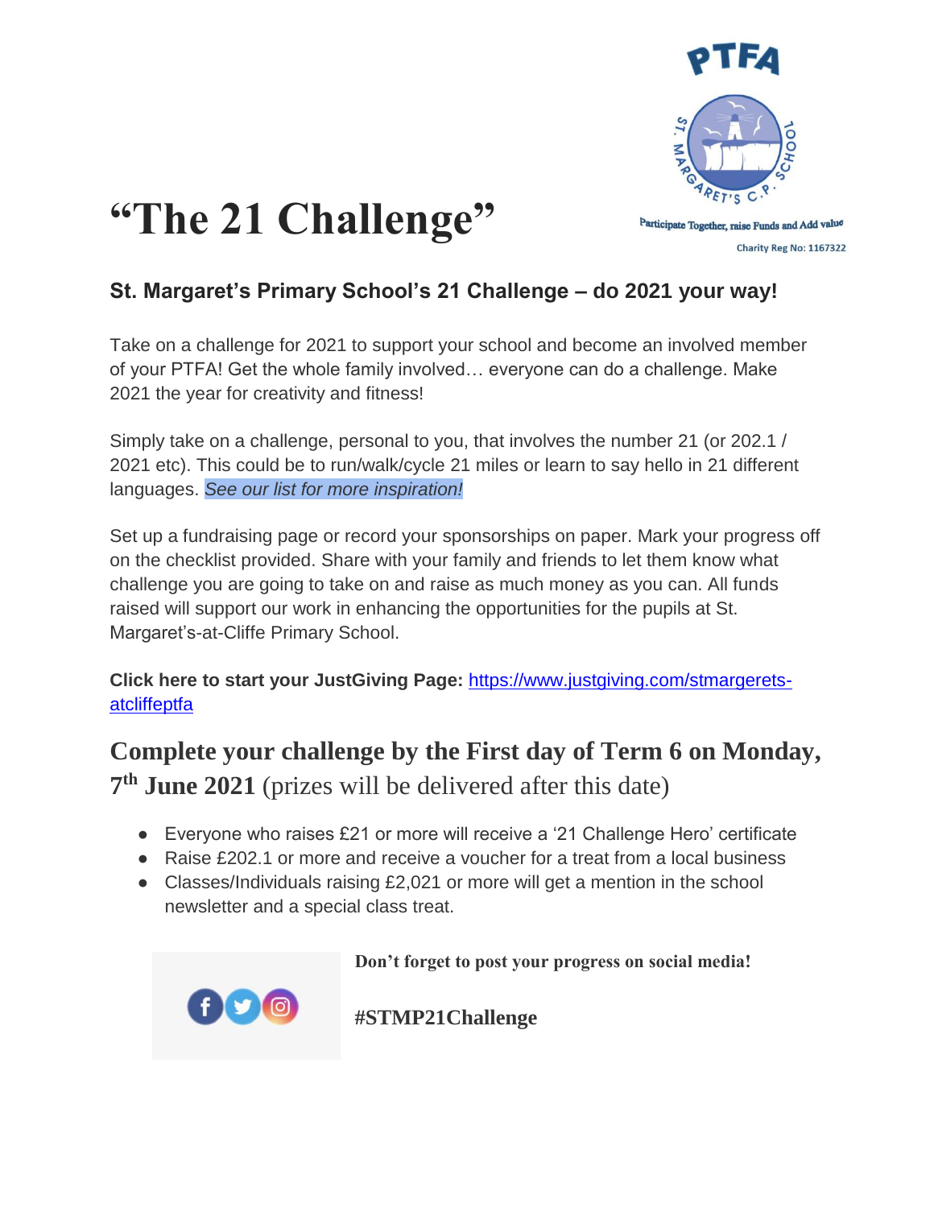# "The 21 Challenge"

PTFA

ST. MARGARET'S C.P. SCHOOL

Participate Together, raise Funds and Add value

Charity Reg No: 1167322

### St. Margaret's Primary School's 21 Challenge – do 2021 your way!

Take on a challenge for 2021 to support your school and become an involved member of your PTFA! Get the whole family involved… everyone can do a challenge. Make 2021 the year for creativity and fitness!

Simply take on a challenge, personal to you, that involves the number 21 (or 202.1 / 2021 etc). This could be to run/walk/cycle 21 miles or learn to say hello in 21 different languages. *See our list for more inspiration!*

Set up a fundraising page or record your sponsorships on paper. Mark your progress off on the checklist provided. Share with your family and friends to let them know what challenge you are going to take on and raise as much money as you can. All funds raised will support our work in enhancing the opportunities for the pupils at St. Margaret's-at-Cliffe Primary School.

**Click here to start your JustGiving Page:** https://www.justgiving.com/stmargerets-atcliffeptfa

## Complete your challenge by the First day of Term 6 on Monday, 7th June 2021 (prizes will be delivered after this date)

- Everyone who raises £21 or more will receive a '21 Challenge Hero' certificate
- Raise £202.1 or more and receive a voucher for a treat from a local business
- Classes/Individuals raising £2,021 or more will get a mention in the school newsletter and a special class treat.

**Don't forget to post your progress on social media!**

**#STMP21Challenge**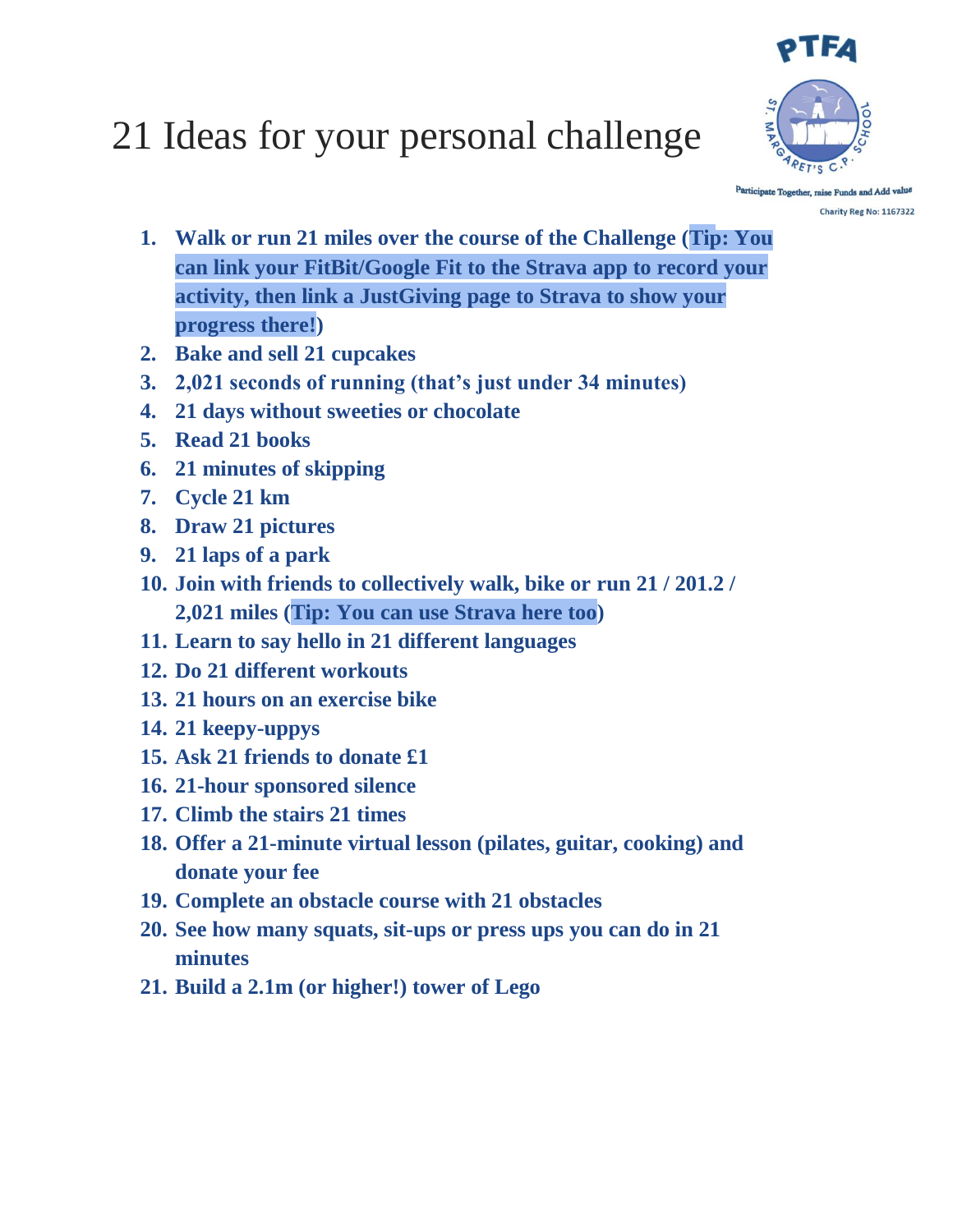# 21 Ideas for your personal challenge

PTFA

Participate Together, raise Funds and Add value

Charity Reg No: 1167322

1. **Walk or run 21 miles over the course of the Challenge (Tip: You can link your FitBit/Google Fit to the Strava app to record your activity, then link a JustGiving page to Strava to show your progress there!)**
2. **Bake and sell 21 cupcakes**
3. **2,021 seconds of running (that's just under 34 minutes)**
4. **21 days without sweeties or chocolate**
5. **Read 21 books**
6. **21 minutes of skipping**
7. **Cycle 21 km**
8. **Draw 21 pictures**
9. **21 laps of a park**
10. **Join with friends to collectively walk, bike or run 21 / 201.2 / 2,021 miles (Tip: You can use Strava here too)**
11. **Learn to say hello in 21 different languages**
12. **Do 21 different workouts**
13. **21 hours on an exercise bike**
14. **21 keepy-uppys**
15. **Ask 21 friends to donate £1**
16. **21-hour sponsored silence**
17. **Climb the stairs 21 times**
18. **Offer a 21-minute virtual lesson (pilates, guitar, cooking) and donate your fee**
19. **Complete an obstacle course with 21 obstacles**
20. **See how many squats, sit-ups or press ups you can do in 21 minutes**
21. **Build a 2.1m (or higher!) tower of Lego**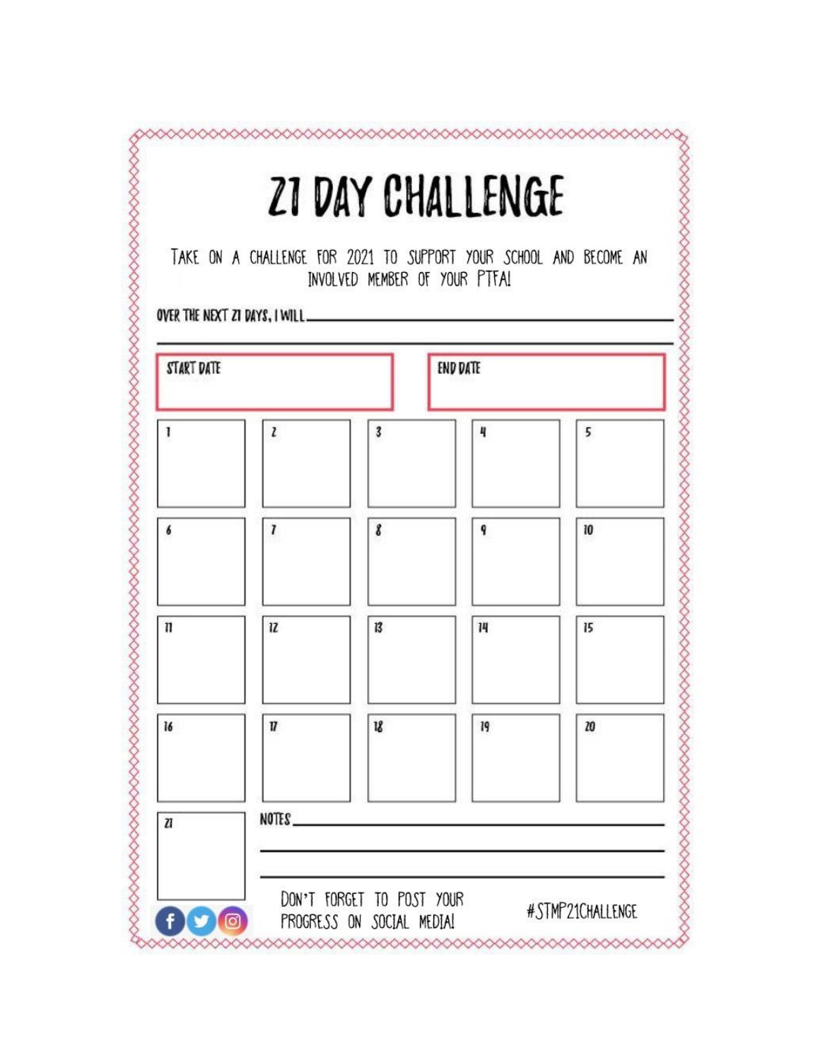# 21 DAY CHALLENGE

TAKE ON A CHALLENGE FOR 2021 TO SUPPORT YOUR SCHOOL AND BECOME AN INVOLVED MEMBER OF YOUR PTFA!

OVER THE NEXT 21 DAYS, I WILL ________________________________________

________________________________________________________________

| START DATE | END DATE |
| --- | --- |
| | |

| | | | | |
| --- | --- | --- | --- | --- |
| 1 | 2 | 3 | 4 | 5 |
| 6 | 7 | 8 | 9 | 10 |
| 11 | 12 | 13 | 14 | 15 |
| 16 | 17 | 18 | 19 | 20 |
| 21 | | | | |

NOTES ________________________________________

________________________________________________

________________________________________________

DON'T FORGET TO POST YOUR PROGRESS ON SOCIAL MEDIA!

#STMP21CHALLENGE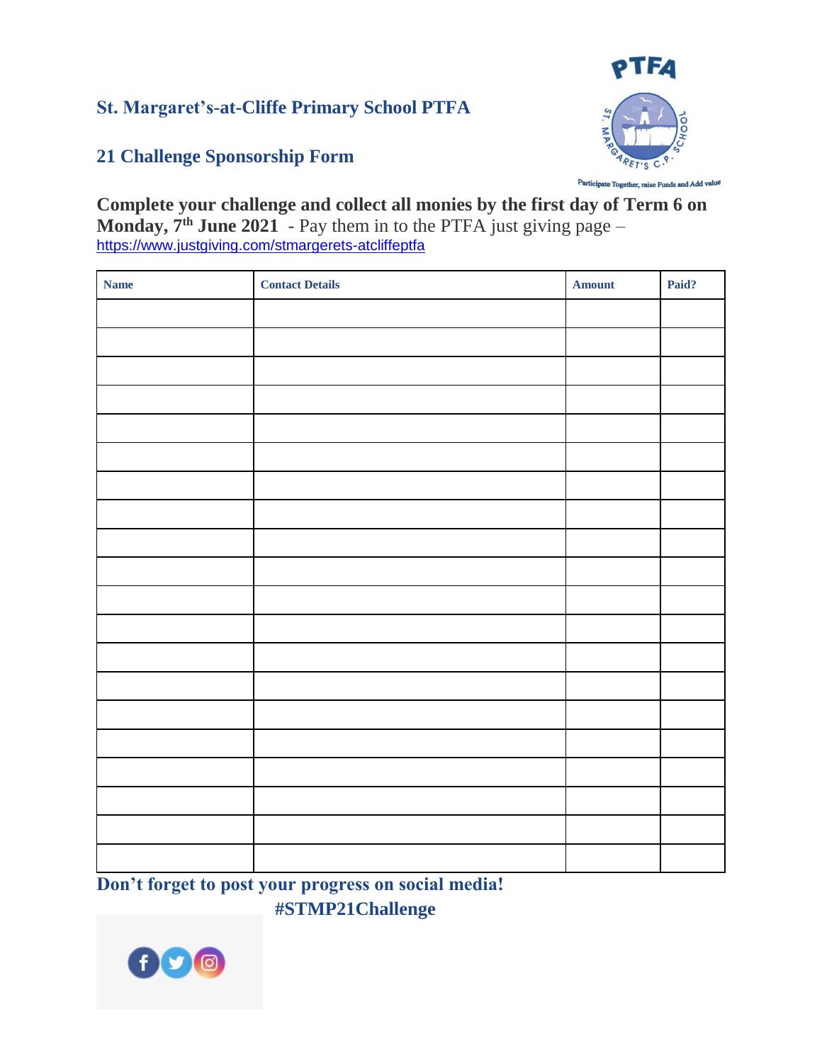## St. Margaret's-at-Cliffe Primary School PTFA

## 21 Challenge Sponsorship Form

PTFA

ST. MARGARET'S C.P. SCHOOL

Participate Together, raise Funds and Add value

**Complete your challenge and collect all monies by the first day of Term 6 on Monday, 7th June 2021** - Pay them in to the PTFA just giving page – https://www.justgiving.com/stmargerets-atcliffeptfa

| Name | Contact Details | Amount | Paid? |
|---|---|---|---|
| | | | |
| | | | |
| | | | |
| | | | |
| | | | |
| | | | |
| | | | |
| | | | |
| | | | |
| | | | |
| | | | |
| | | | |
| | | | |
| | | | |
| | | | |
| | | | |
| | | | |
| | | | |
| | | | |
| | | | |

**Don't forget to post your progress on social media!**

**#STMP21Challenge**